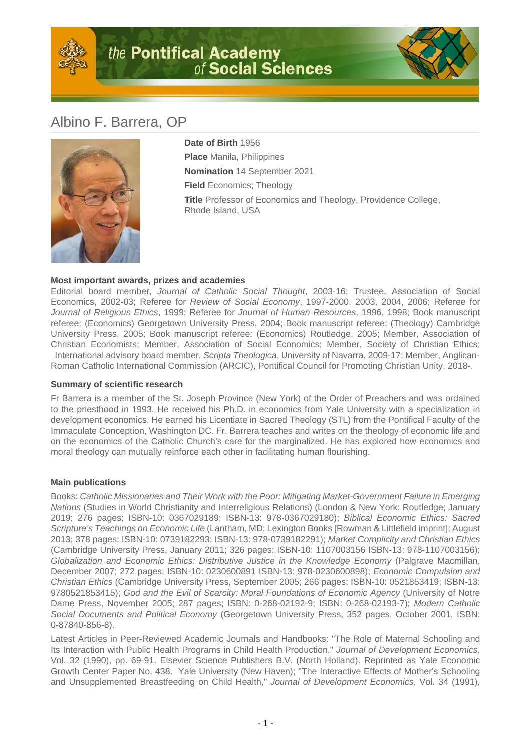# Albino F. Barrera, OP

**Date of Birth** 1956

**Place** Manila, Philippines

**Nomination** 14 September 2021

**Field** Economics; Theology

**Title** Professor of Economics and Theology, Providence College, Rhode Island, USA

### Most important awards, prizes and academies

Editorial board member, *Journal of Catholic Social Thought*, 2003-16; Trustee, Association of Social Economics, 2002-03; Referee for *Review of Social Economy*, 1997-2000, 2003, 2004, 2006; Referee for *Journal of Religious Ethics*, 1999; Referee for *Journal of Human Resources*, 1996, 1998; Book manuscript referee: (Economics) Georgetown University Press, 2004; Book manuscript referee: (Theology) Cambridge University Press, 2005; Book manuscript referee: (Economics) Routledge, 2005; Member, Association of Christian Economists; Member, Association of Social Economics; Member, Society of Christian Ethics; International advisory board member, *Scripta Theologica*, University of Navarra, 2009-17; Member, Anglican-Roman Catholic International Commission (ARCIC), Pontifical Council for Promoting Christian Unity, 2018-.

### Summary of scientific research

Fr Barrera is a member of the St. Joseph Province (New York) of the Order of Preachers and was ordained to the priesthood in 1993. He received his Ph.D. in economics from Yale University with a specialization in development economics. He earned his Licentiate in Sacred Theology (STL) from the Pontifical Faculty of the Immaculate Conception, Washington DC. Fr. Barrera teaches and writes on the theology of economic life and on the economics of the Catholic Church's care for the marginalized. He has explored how economics and moral theology can mutually reinforce each other in facilitating human flourishing.

### Main publications

Books: *Catholic Missionaries and Their Work with the Poor: Mitigating Market-Government Failure in Emerging Nations* (Studies in World Christianity and Interreligious Relations) (London & New York: Routledge; January 2019; 276 pages; ISBN-10: 0367029189; ISBN-13: 978-0367029180); *Biblical Economic Ethics: Sacred Scripture's Teachings on Economic Life* (Lantham, MD: Lexington Books [Rowman & Littlefield imprint]; August 2013; 378 pages; ISBN-10: 0739182293; ISBN-13: 978-0739182291); *Market Complicity and Christian Ethics* (Cambridge University Press, January 2011; 326 pages; ISBN-10: 1107003156 ISBN-13: 978-1107003156); *Globalization and Economic Ethics: Distributive Justice in the Knowledge Economy* (Palgrave Macmillan, December 2007; 272 pages; ISBN-10: 0230600891 ISBN-13: 978-0230600898); *Economic Compulsion and Christian Ethics* (Cambridge University Press, September 2005; 266 pages; ISBN-10: 0521853419; ISBN-13: 9780521853415); *God and the Evil of Scarcity: Moral Foundations of Economic Agency* (University of Notre Dame Press, November 2005; 287 pages; ISBN: 0-268-02192-9; ISBN: 0-268-02193-7); *Modern Catholic Social Documents and Political Economy* (Georgetown University Press, 352 pages, October 2001, ISBN: 0-87840-856-8).

Latest Articles in Peer-Reviewed Academic Journals and Handbooks: "The Role of Maternal Schooling and Its Interaction with Public Health Programs in Child Health Production," *Journal of Development Economics*, Vol. 32 (1990), pp. 69-91. Elsevier Science Publishers B.V. (North Holland). Reprinted as Yale Economic Growth Center Paper No. 438. Yale University (New Haven); "The Interactive Effects of Mother's Schooling and Unsupplemented Breastfeeding on Child Health," *Journal of Development Economics*, Vol. 34 (1991),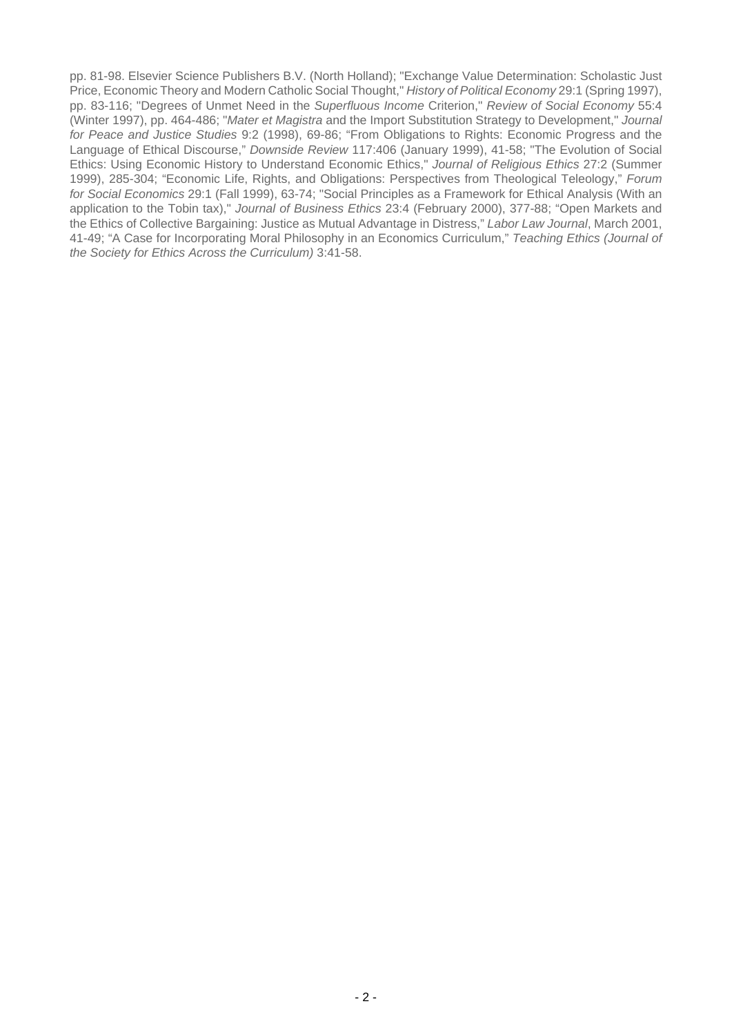pp. 81-98. Elsevier Science Publishers B.V. (North Holland); "Exchange Value Determination: Scholastic Just Price, Economic Theory and Modern Catholic Social Thought," *History of Political Economy* 29:1 (Spring 1997), pp. 83-116; "Degrees of Unmet Need in the *Superfluous Income* Criterion," *Review of Social Economy* 55:4 (Winter 1997), pp. 464-486; "*Mater et Magistra* and the Import Substitution Strategy to Development," *Journal for Peace and Justice Studies* 9:2 (1998), 69-86; "From Obligations to Rights: Economic Progress and the Language of Ethical Discourse," *Downside Review* 117:406 (January 1999), 41-58; "The Evolution of Social Ethics: Using Economic History to Understand Economic Ethics," *Journal of Religious Ethics* 27:2 (Summer 1999), 285-304; "Economic Life, Rights, and Obligations: Perspectives from Theological Teleology," *Forum for Social Economics* 29:1 (Fall 1999), 63-74; "Social Principles as a Framework for Ethical Analysis (With an application to the Tobin tax)," *Journal of Business Ethics* 23:4 (February 2000), 377-88; "Open Markets and the Ethics of Collective Bargaining: Justice as Mutual Advantage in Distress," *Labor Law Journal*, March 2001, 41-49; "A Case for Incorporating Moral Philosophy in an Economics Curriculum," *Teaching Ethics (Journal of the Society for Ethics Across the Curriculum)* 3:41-58.